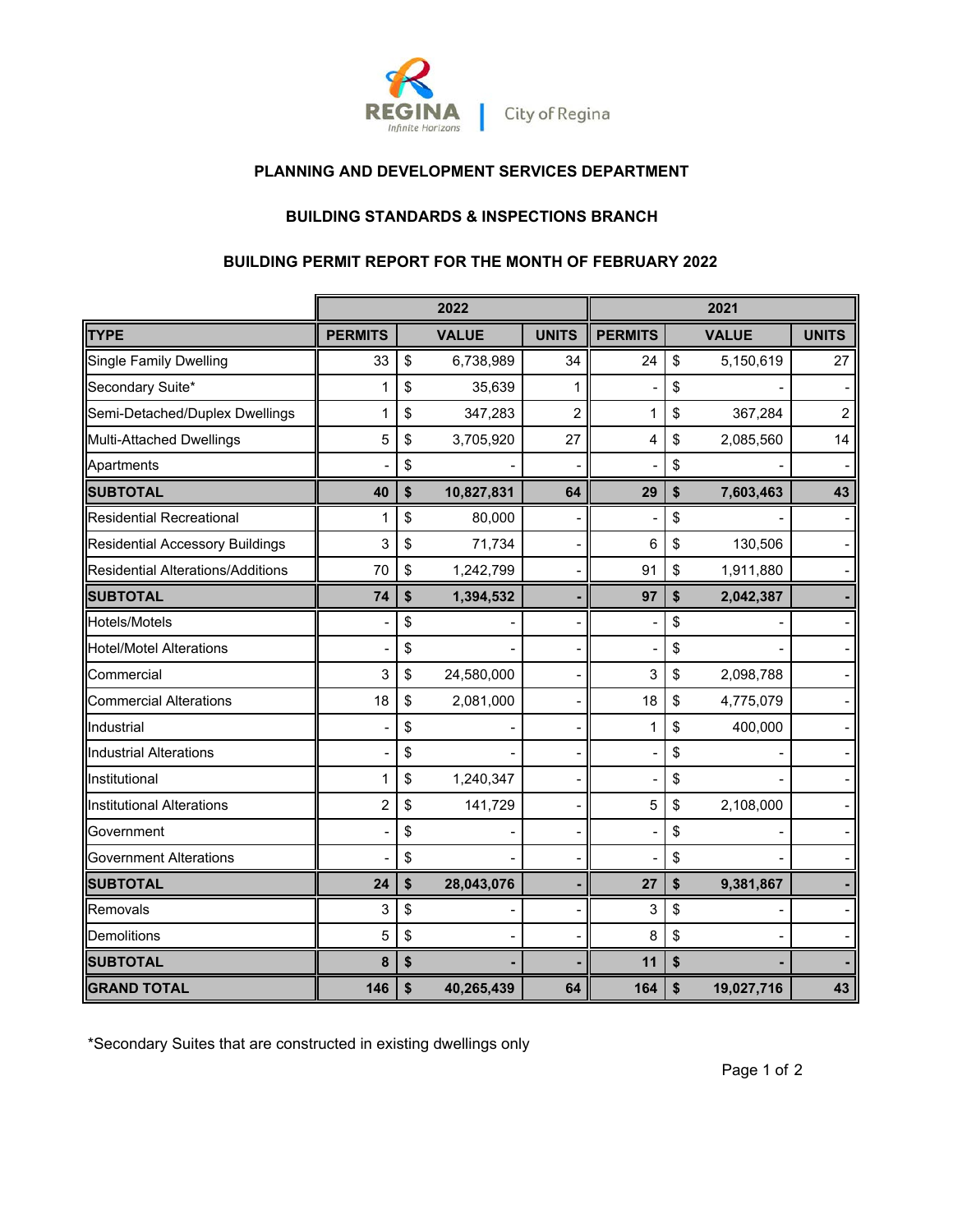City of Regina

**PLANNING AND DEVELOPMENT SERVICES DEPARTMENT**

**BUILDING STANDARDS & INSPECTIONS BRANCH**

**BUILDING PERMIT REPORT FOR THE MONTH OF FEBRUARY 2022**

| | 2022 | | | 2021 | | |
|---|---|---|---|---|---|---|
| **TYPE** | **PERMITS** | **VALUE** | **UNITS** | **PERMITS** | **VALUE** | **UNITS** |
| Single Family Dwelling | 33 | $ 6,738,989 | 34 | 24 | $ 5,150,619 | 27 |
| Secondary Suite* | 1 | $ 35,639 | 1 | - | $ - | - |
| Semi-Detached/Duplex Dwellings | 1 | $ 347,283 | 2 | 1 | $ 367,284 | 2 |
| Multi-Attached Dwellings | 5 | $ 3,705,920 | 27 | 4 | $ 2,085,560 | 14 |
| Apartments | - | $ - | - | - | $ - | - |
| **SUBTOTAL** | **40** | **$ 10,827,831** | **64** | **29** | **$ 7,603,463** | **43** |
| Residential Recreational | 1 | $ 80,000 | - | - | $ - | - |
| Residential Accessory Buildings | 3 | $ 71,734 | - | 6 | $ 130,506 | - |
| Residential Alterations/Additions | 70 | $ 1,242,799 | - | 91 | $ 1,911,880 | - |
| **SUBTOTAL** | **74** | **$ 1,394,532** | **-** | **97** | **$ 2,042,387** | **-** |
| Hotels/Motels | - | $ - | - | - | $ - | - |
| Hotel/Motel Alterations | - | $ - | - | - | $ - | - |
| Commercial | 3 | $ 24,580,000 | - | 3 | $ 2,098,788 | - |
| Commercial Alterations | 18 | $ 2,081,000 | - | 18 | $ 4,775,079 | - |
| Industrial | - | $ - | - | 1 | $ 400,000 | - |
| Industrial Alterations | - | $ - | - | - | $ - | - |
| Institutional | 1 | $ 1,240,347 | - | - | $ - | - |
| Institutional Alterations | 2 | $ 141,729 | - | 5 | $ 2,108,000 | - |
| Government | - | $ - | - | - | $ - | - |
| Government Alterations | - | $ - | - | - | $ - | - |
| **SUBTOTAL** | **24** | **$ 28,043,076** | **-** | **27** | **$ 9,381,867** | **-** |
| Removals | 3 | $ - | - | 3 | $ - | - |
| Demolitions | 5 | $ - | - | 8 | $ - | - |
| **SUBTOTAL** | **8** | **$ -** | **-** | **11** | **$ -** | **-** |
| **GRAND TOTAL** | **146** | **$ 40,265,439** | **64** | **164** | **$ 19,027,716** | **43** |

*Secondary Suites that are constructed in existing dwellings only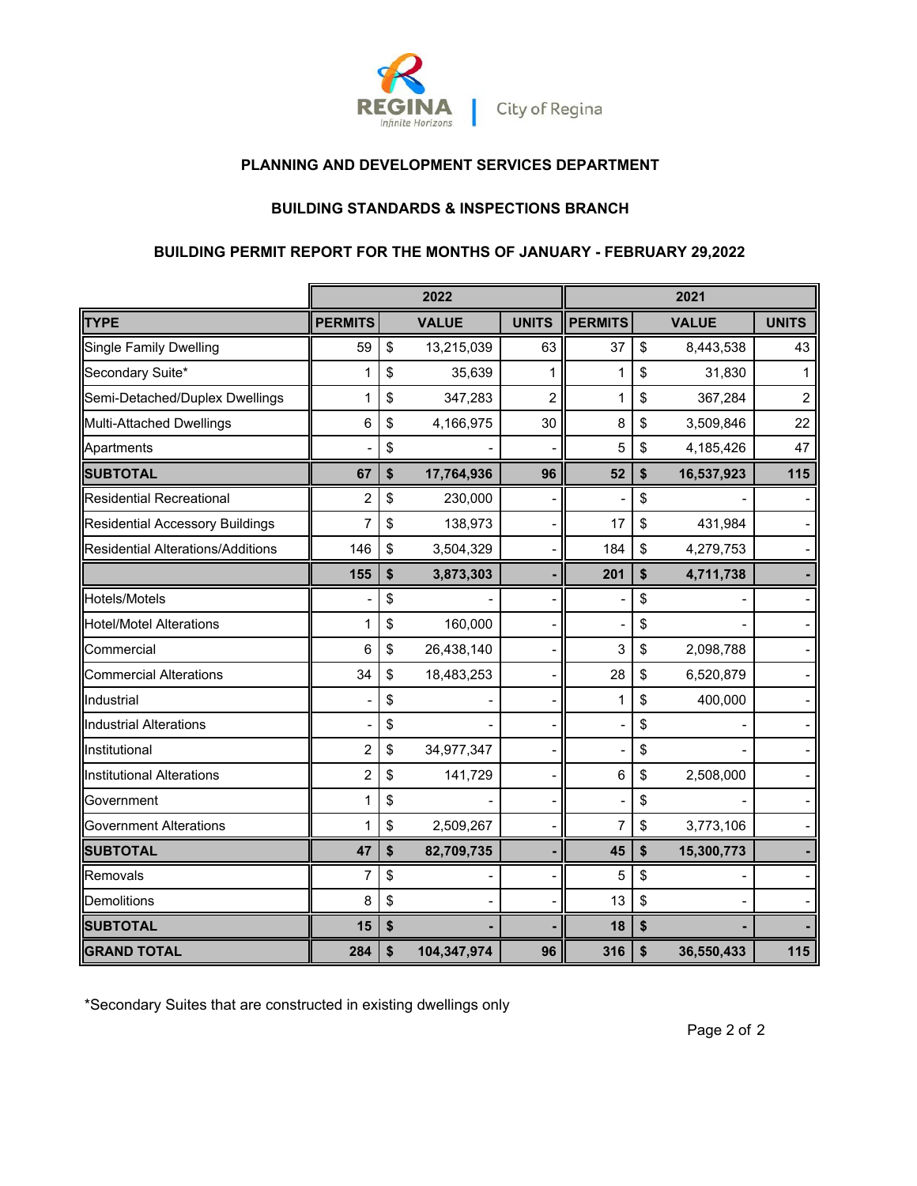PLANNING AND DEVELOPMENT SERVICES DEPARTMENT

BUILDING STANDARDS & INSPECTIONS BRANCH

BUILDING PERMIT REPORT FOR THE MONTHS OF JANUARY - FEBRUARY 29,2022

| | 2022 | | | | 2021 | | | |
|---|---|---|---|---|---|---|---|---|
| **TYPE** | **PERMITS** | **VALUE** | | **UNITS** | **PERMITS** | **VALUE** | | **UNITS** |
| Single Family Dwelling | 59 | $ | 13,215,039 | 63 | 37 | $ | 8,443,538 | 43 |
| Secondary Suite* | 1 | $ | 35,639 | 1 | 1 | $ | 31,830 | 1 |
| Semi-Detached/Duplex Dwellings | 1 | $ | 347,283 | 2 | 1 | $ | 367,284 | 2 |
| Multi-Attached Dwellings | 6 | $ | 4,166,975 | 30 | 8 | $ | 3,509,846 | 22 |
| Apartments | - | $ | - | - | 5 | $ | 4,185,426 | 47 |
| **SUBTOTAL** | **67** | **$** | **17,764,936** | **96** | **52** | **$** | **16,537,923** | **115** |
| Residential Recreational | 2 | $ | 230,000 | - | - | $ | - | - |
| Residential Accessory Buildings | 7 | $ | 138,973 | - | 17 | $ | 431,984 | - |
| Residential Alterations/Additions | 146 | $ | 3,504,329 | - | 184 | $ | 4,279,753 | - |
| | **155** | **$** | **3,873,303** | **-** | **201** | **$** | **4,711,738** | **-** |
| Hotels/Motels | - | $ | - | - | - | $ | - | - |
| Hotel/Motel Alterations | 1 | $ | 160,000 | - | - | $ | - | - |
| Commercial | 6 | $ | 26,438,140 | - | 3 | $ | 2,098,788 | - |
| Commercial Alterations | 34 | $ | 18,483,253 | - | 28 | $ | 6,520,879 | - |
| Industrial | - | $ | - | - | 1 | $ | 400,000 | - |
| Industrial Alterations | - | $ | - | - | - | $ | - | - |
| Institutional | 2 | $ | 34,977,347 | - | - | $ | - | - |
| Institutional Alterations | 2 | $ | 141,729 | - | 6 | $ | 2,508,000 | - |
| Government | 1 | $ | - | - | - | $ | - | - |
| Government Alterations | 1 | $ | 2,509,267 | - | 7 | $ | 3,773,106 | - |
| **SUBTOTAL** | **47** | **$** | **82,709,735** | **-** | **45** | **$** | **15,300,773** | **-** |
| Removals | 7 | $ | - | - | 5 | $ | - | - |
| Demolitions | 8 | $ | - | - | 13 | $ | - | - |
| **SUBTOTAL** | **15** | **$** | **-** | **-** | **18** | **$** | **-** | **-** |
| **GRAND TOTAL** | **284** | **$** | **104,347,974** | **96** | **316** | **$** | **36,550,433** | **115** |

*Secondary Suites that are constructed in existing dwellings only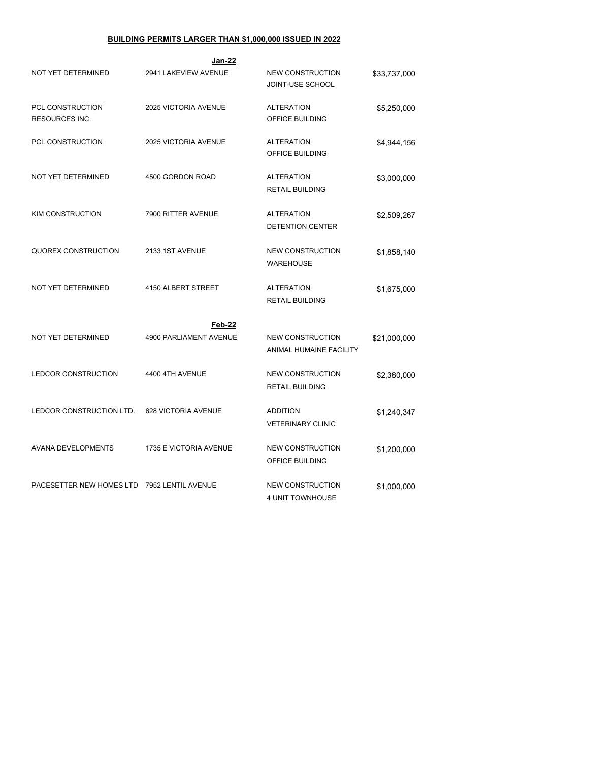**BUILDING PERMITS LARGER THAN $1,000,000 ISSUED IN 2022**

| | | | |
|---|---|---|---|
| | **Jan-22** | | |
| NOT YET DETERMINED | 2941 LAKEVIEW AVENUE | NEW CONSTRUCTION JOINT-USE SCHOOL | $33,737,000 |
| PCL CONSTRUCTION RESOURCES INC. | 2025 VICTORIA AVENUE | ALTERATION OFFICE BUILDING | $5,250,000 |
| PCL CONSTRUCTION | 2025 VICTORIA AVENUE | ALTERATION OFFICE BUILDING | $4,944,156 |
| NOT YET DETERMINED | 4500 GORDON ROAD | ALTERATION RETAIL BUILDING | $3,000,000 |
| KIM CONSTRUCTION | 7900 RITTER AVENUE | ALTERATION DETENTION CENTER | $2,509,267 |
| QUOREX CONSTRUCTION | 2133 1ST AVENUE | NEW CONSTRUCTION WAREHOUSE | $1,858,140 |
| NOT YET DETERMINED | 4150 ALBERT STREET | ALTERATION RETAIL BUILDING | $1,675,000 |
| | **Feb-22** | | |
| NOT YET DETERMINED | 4900 PARLIAMENT AVENUE | NEW CONSTRUCTION ANIMAL HUMAINE FACILITY | $21,000,000 |
| LEDCOR CONSTRUCTION | 4400 4TH AVENUE | NEW CONSTRUCTION RETAIL BUILDING | $2,380,000 |
| LEDCOR CONSTRUCTION LTD. | 628 VICTORIA AVENUE | ADDITION VETERINARY CLINIC | $1,240,347 |
| AVANA DEVELOPMENTS | 1735 E VICTORIA AVENUE | NEW CONSTRUCTION OFFICE BUILDING | $1,200,000 |
| PACESETTER NEW HOMES LTD | 7952 LENTIL AVENUE | NEW CONSTRUCTION 4 UNIT TOWNHOUSE | $1,000,000 |